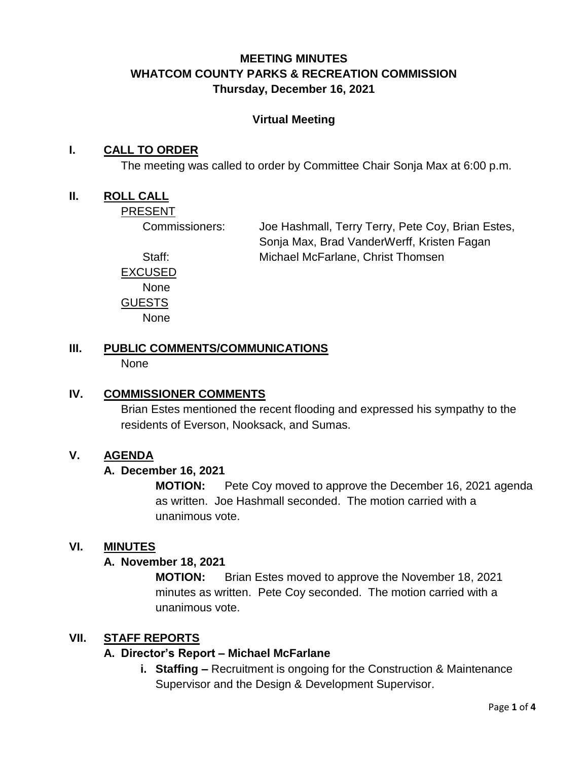# MEETING MINUTES
# WHATCOM COUNTY PARKS & RECREATION COMMISSION
### Thursday, December 16, 2021

**Virtual Meeting**

## I. CALL TO ORDER

The meeting was called to order by Committee Chair Sonja Max at 6:00 p.m.

## II. ROLL CALL

PRESENT

Commissioners: Joe Hashmall, Terry Terry, Pete Coy, Brian Estes, Sonja Max, Brad VanderWerff, Kristen Fagan

Staff: Michael McFarlane, Christ Thomsen

EXCUSED

None

GUESTS

None

## III. PUBLIC COMMENTS/COMMUNICATIONS

None

## IV. COMMISSIONER COMMENTS

Brian Estes mentioned the recent flooding and expressed his sympathy to the residents of Everson, Nooksack, and Sumas.

## V. AGENDA

### A. December 16, 2021

**MOTION:** Pete Coy moved to approve the December 16, 2021 agenda as written. Joe Hashmall seconded. The motion carried with a unanimous vote.

## VI. MINUTES

### A. November 18, 2021

**MOTION:** Brian Estes moved to approve the November 18, 2021 minutes as written. Pete Coy seconded. The motion carried with a unanimous vote.

## VII. STAFF REPORTS

### A. Director's Report – Michael McFarlane

**i. Staffing –** Recruitment is ongoing for the Construction & Maintenance Supervisor and the Design & Development Supervisor.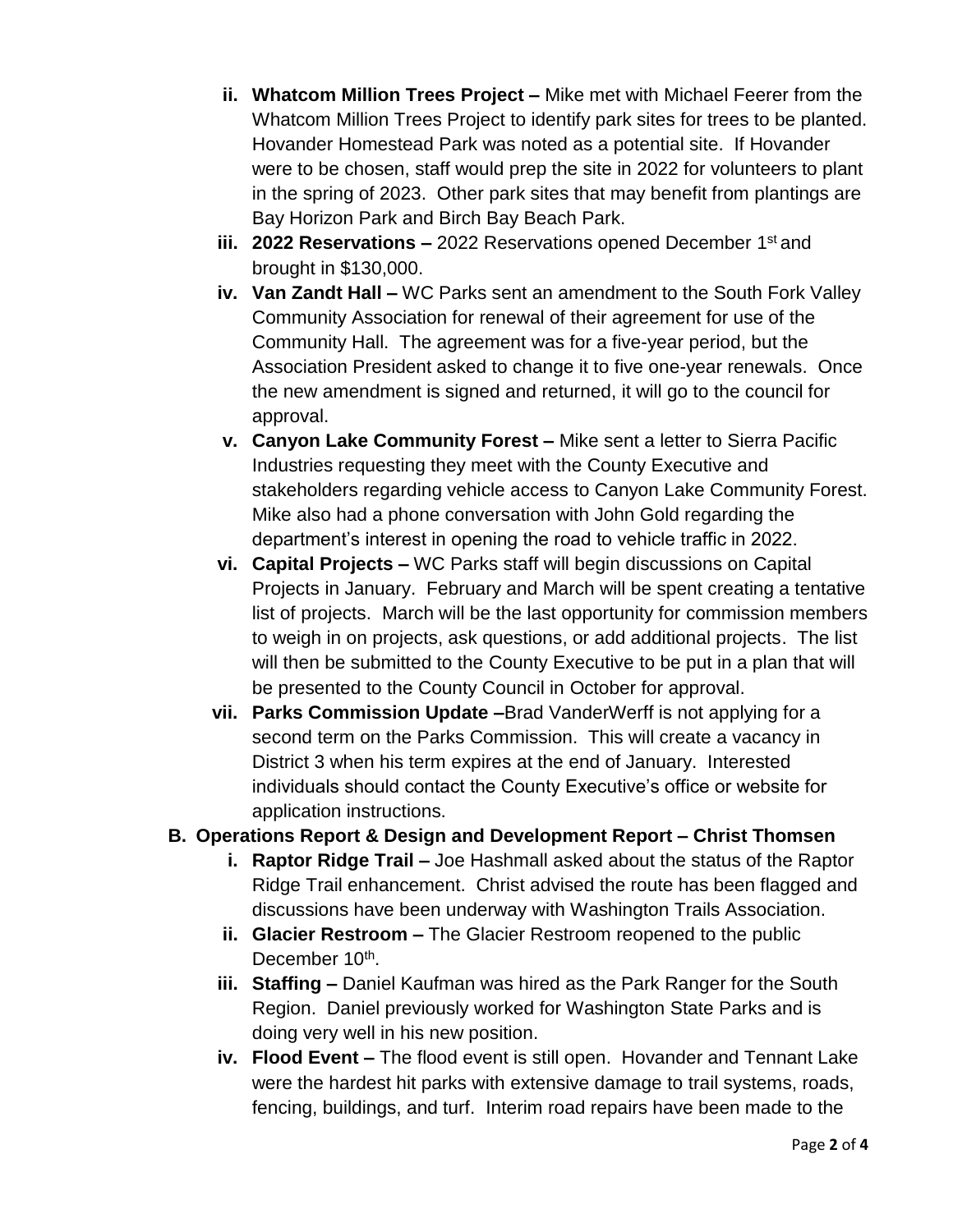- ii. **Whatcom Million Trees Project –** Mike met with Michael Feerer from the Whatcom Million Trees Project to identify park sites for trees to be planted. Hovander Homestead Park was noted as a potential site. If Hovander were to be chosen, staff would prep the site in 2022 for volunteers to plant in the spring of 2023. Other park sites that may benefit from plantings are Bay Horizon Park and Birch Bay Beach Park.
- iii. **2022 Reservations –** 2022 Reservations opened December 1st and brought in $130,000.
- iv. **Van Zandt Hall –** WC Parks sent an amendment to the South Fork Valley Community Association for renewal of their agreement for use of the Community Hall. The agreement was for a five-year period, but the Association President asked to change it to five one-year renewals. Once the new amendment is signed and returned, it will go to the council for approval.
- v. **Canyon Lake Community Forest –** Mike sent a letter to Sierra Pacific Industries requesting they meet with the County Executive and stakeholders regarding vehicle access to Canyon Lake Community Forest. Mike also had a phone conversation with John Gold regarding the department's interest in opening the road to vehicle traffic in 2022.
- vi. **Capital Projects –** WC Parks staff will begin discussions on Capital Projects in January. February and March will be spent creating a tentative list of projects. March will be the last opportunity for commission members to weigh in on projects, ask questions, or add additional projects. The list will then be submitted to the County Executive to be put in a plan that will be presented to the County Council in October for approval.
- vii. **Parks Commission Update –**Brad VanderWerff is not applying for a second term on the Parks Commission. This will create a vacancy in District 3 when his term expires at the end of January. Interested individuals should contact the County Executive's office or website for application instructions.

**B. Operations Report & Design and Development Report – Christ Thomsen**

- i. **Raptor Ridge Trail –** Joe Hashmall asked about the status of the Raptor Ridge Trail enhancement. Christ advised the route has been flagged and discussions have been underway with Washington Trails Association.
- ii. **Glacier Restroom –** The Glacier Restroom reopened to the public December 10th.
- iii. **Staffing –** Daniel Kaufman was hired as the Park Ranger for the South Region. Daniel previously worked for Washington State Parks and is doing very well in his new position.
- iv. **Flood Event –** The flood event is still open. Hovander and Tennant Lake were the hardest hit parks with extensive damage to trail systems, roads, fencing, buildings, and turf. Interim road repairs have been made to the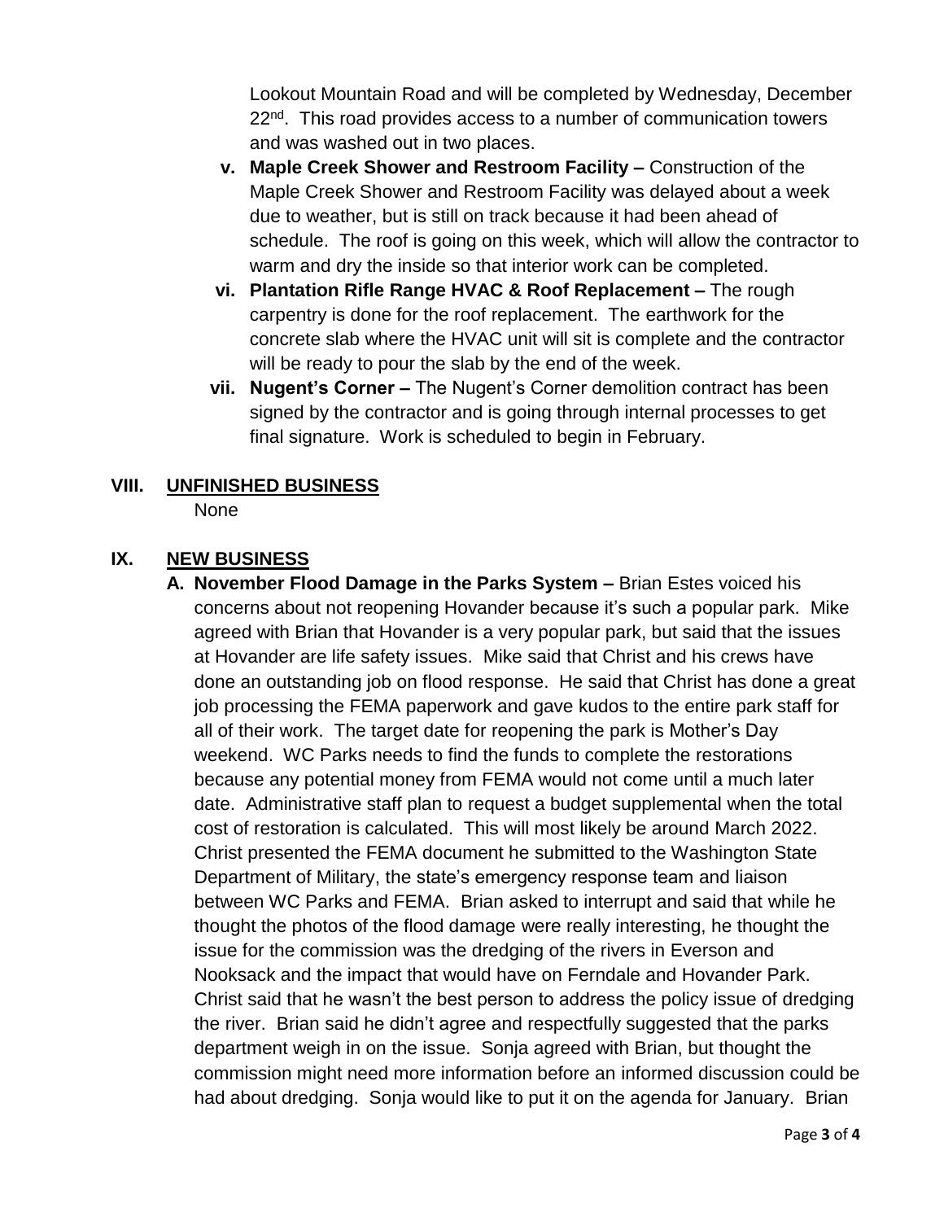Lookout Mountain Road and will be completed by Wednesday, December 22nd. This road provides access to a number of communication towers and was washed out in two places.

v. **Maple Creek Shower and Restroom Facility –** Construction of the Maple Creek Shower and Restroom Facility was delayed about a week due to weather, but is still on track because it had been ahead of schedule. The roof is going on this week, which will allow the contractor to warm and dry the inside so that interior work can be completed.

vi. **Plantation Rifle Range HVAC & Roof Replacement –** The rough carpentry is done for the roof replacement. The earthwork for the concrete slab where the HVAC unit will sit is complete and the contractor will be ready to pour the slab by the end of the week.

vii. **Nugent's Corner –** The Nugent's Corner demolition contract has been signed by the contractor and is going through internal processes to get final signature. Work is scheduled to begin in February.

## VIII. UNFINISHED BUSINESS

None

## IX. NEW BUSINESS

A. **November Flood Damage in the Parks System –** Brian Estes voiced his concerns about not reopening Hovander because it's such a popular park. Mike agreed with Brian that Hovander is a very popular park, but said that the issues at Hovander are life safety issues. Mike said that Christ and his crews have done an outstanding job on flood response. He said that Christ has done a great job processing the FEMA paperwork and gave kudos to the entire park staff for all of their work. The target date for reopening the park is Mother's Day weekend. WC Parks needs to find the funds to complete the restorations because any potential money from FEMA would not come until a much later date. Administrative staff plan to request a budget supplemental when the total cost of restoration is calculated. This will most likely be around March 2022. Christ presented the FEMA document he submitted to the Washington State Department of Military, the state's emergency response team and liaison between WC Parks and FEMA. Brian asked to interrupt and said that while he thought the photos of the flood damage were really interesting, he thought the issue for the commission was the dredging of the rivers in Everson and Nooksack and the impact that would have on Ferndale and Hovander Park. Christ said that he wasn't the best person to address the policy issue of dredging the river. Brian said he didn't agree and respectfully suggested that the parks department weigh in on the issue. Sonja agreed with Brian, but thought the commission might need more information before an informed discussion could be had about dredging. Sonja would like to put it on the agenda for January. Brian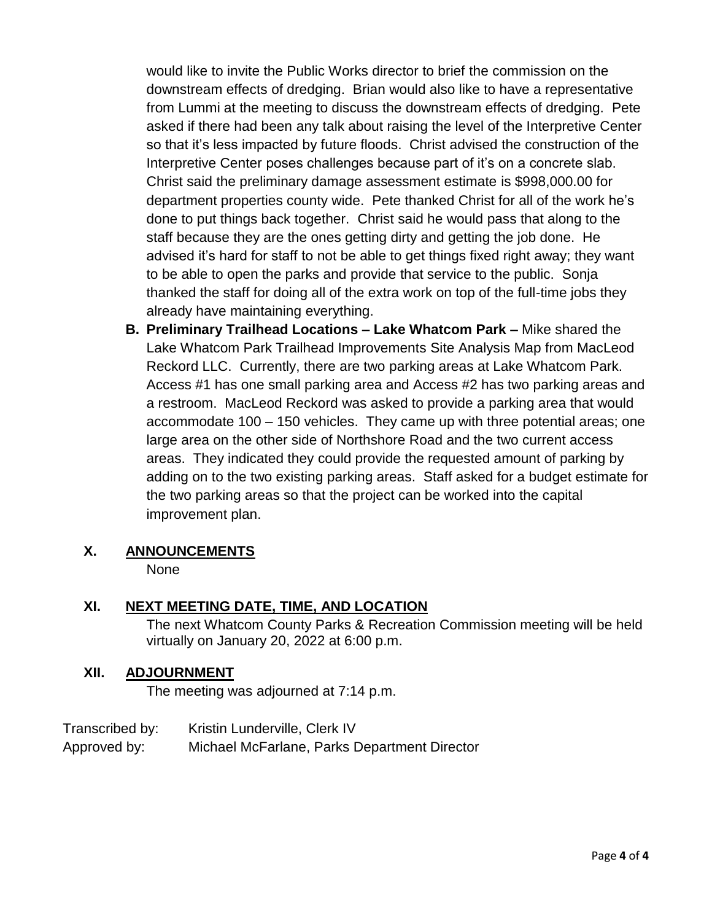would like to invite the Public Works director to brief the commission on the downstream effects of dredging. Brian would also like to have a representative from Lummi at the meeting to discuss the downstream effects of dredging. Pete asked if there had been any talk about raising the level of the Interpretive Center so that it's less impacted by future floods. Christ advised the construction of the Interpretive Center poses challenges because part of it's on a concrete slab. Christ said the preliminary damage assessment estimate is $998,000.00 for department properties county wide. Pete thanked Christ for all of the work he's done to put things back together. Christ said he would pass that along to the staff because they are the ones getting dirty and getting the job done. He advised it's hard for staff to not be able to get things fixed right away; they want to be able to open the parks and provide that service to the public. Sonja thanked the staff for doing all of the extra work on top of the full-time jobs they already have maintaining everything.

**B. Preliminary Trailhead Locations – Lake Whatcom Park –** Mike shared the Lake Whatcom Park Trailhead Improvements Site Analysis Map from MacLeod Reckord LLC. Currently, there are two parking areas at Lake Whatcom Park. Access #1 has one small parking area and Access #2 has two parking areas and a restroom. MacLeod Reckord was asked to provide a parking area that would accommodate 100 – 150 vehicles. They came up with three potential areas; one large area on the other side of Northshore Road and the two current access areas. They indicated they could provide the requested amount of parking by adding on to the two existing parking areas. Staff asked for a budget estimate for the two parking areas so that the project can be worked into the capital improvement plan.

## X. ANNOUNCEMENTS

None

## XI. NEXT MEETING DATE, TIME, AND LOCATION

The next Whatcom County Parks & Recreation Commission meeting will be held virtually on January 20, 2022 at 6:00 p.m.

## XII. ADJOURNMENT

The meeting was adjourned at 7:14 p.m.

Transcribed by: Kristin Lunderville, Clerk IV
Approved by: Michael McFarlane, Parks Department Director